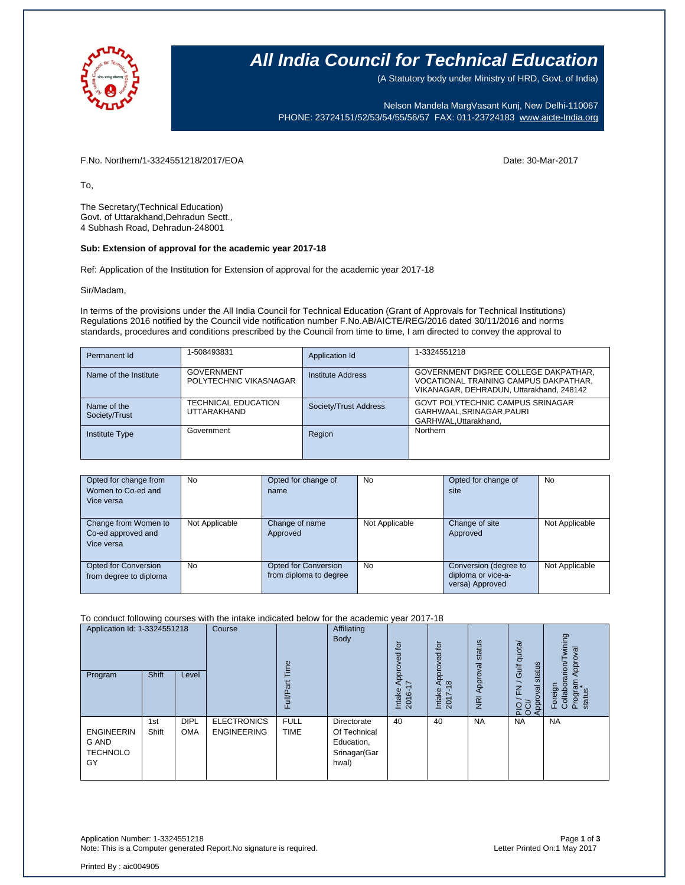# All India Council for Technical Education

(A Statutory body under Ministry of HRD, Govt. of India)

Nelson Mandela MargVasant Kunj, New Delhi-110067
PHONE: 23724151/52/53/54/55/56/57 FAX: 011-23724183 www.aicte-India.org

F.No. Northern/1-3324551218/2017/EOA

Date: 30-Mar-2017

To,

The Secretary(Technical Education)
Govt. of Uttarakhand,Dehradun Sectt.,
4 Subhash Road, Dehradun-248001

**Sub: Extension of approval for the academic year 2017-18**

Ref: Application of the Institution for Extension of approval for the academic year 2017-18

Sir/Madam,

In terms of the provisions under the All India Council for Technical Education (Grant of Approvals for Technical Institutions) Regulations 2016 notified by the Council vide notification number F.No.AB/AICTE/REG/2016 dated 30/11/2016 and norms standards, procedures and conditions prescribed by the Council from time to time, I am directed to convey the approval to

| | | | |
|---|---|---|---|
| Permanent Id | 1-508493831 | Application Id | 1-3324551218 |
| Name of the Institute | GOVERNMENT POLYTECHNIC VIKASNAGAR | Institute Address | GOVERNMENT DIGREE COLLEGE DAKPATHAR, VOCATIONAL TRAINING CAMPUS DAKPATHAR, VIKANAGAR, DEHRADUN, Uttarakhand, 248142 |
| Name of the Society/Trust | TECHNICAL EDUCATION UTTARAKHAND | Society/Trust Address | GOVT POLYTECHNIC CAMPUS SRINAGAR GARHWAAL,SRINAGAR,PAURI GARHWAL,Uttarakhand, |
| Institute Type | Government | Region | Northern |

| | | | | | |
|---|---|---|---|---|---|
| Opted for change from Women to Co-ed and Vice versa | No | Opted for change of name | No | Opted for change of site | No |
| Change from Women to Co-ed approved and Vice versa | Not Applicable | Change of name Approved | Not Applicable | Change of site Approved | Not Applicable |
| Opted for Conversion from degree to diploma | No | Opted for Conversion from diploma to degree | No | Conversion (degree to diploma or vice-a-versa) Approved | Not Applicable |

To conduct following courses with the intake indicated below for the academic year 2017-18

| Application Id: 1-3324551218 | | | Course | Full/Part Time | Affiliating Body | Intake Approved for 2016-17 | Intake Approved for 2017-18 | NRI Approval status | PIO / FN / Gulf quota/ OCI/ Approval status | Foreign Collaboration/Twining Program Approval status* |
|---|---|---|---|---|---|---|---|---|---|---|
| Program | Shift | Level | | | | | | | | |
| ENGINEERING AND TECHNOLOGY | 1st Shift | DIPLOMA | ELECTRONICS ENGINEERING | FULL TIME | Directorate Of Technical Education, Srinagar(Garhwal) | 40 | 40 | NA | NA | NA |

Application Number: 1-3324551218
Note: This is a Computer generated Report.No signature is required.

Letter Printed On:1 May 2017

Printed By : aic004905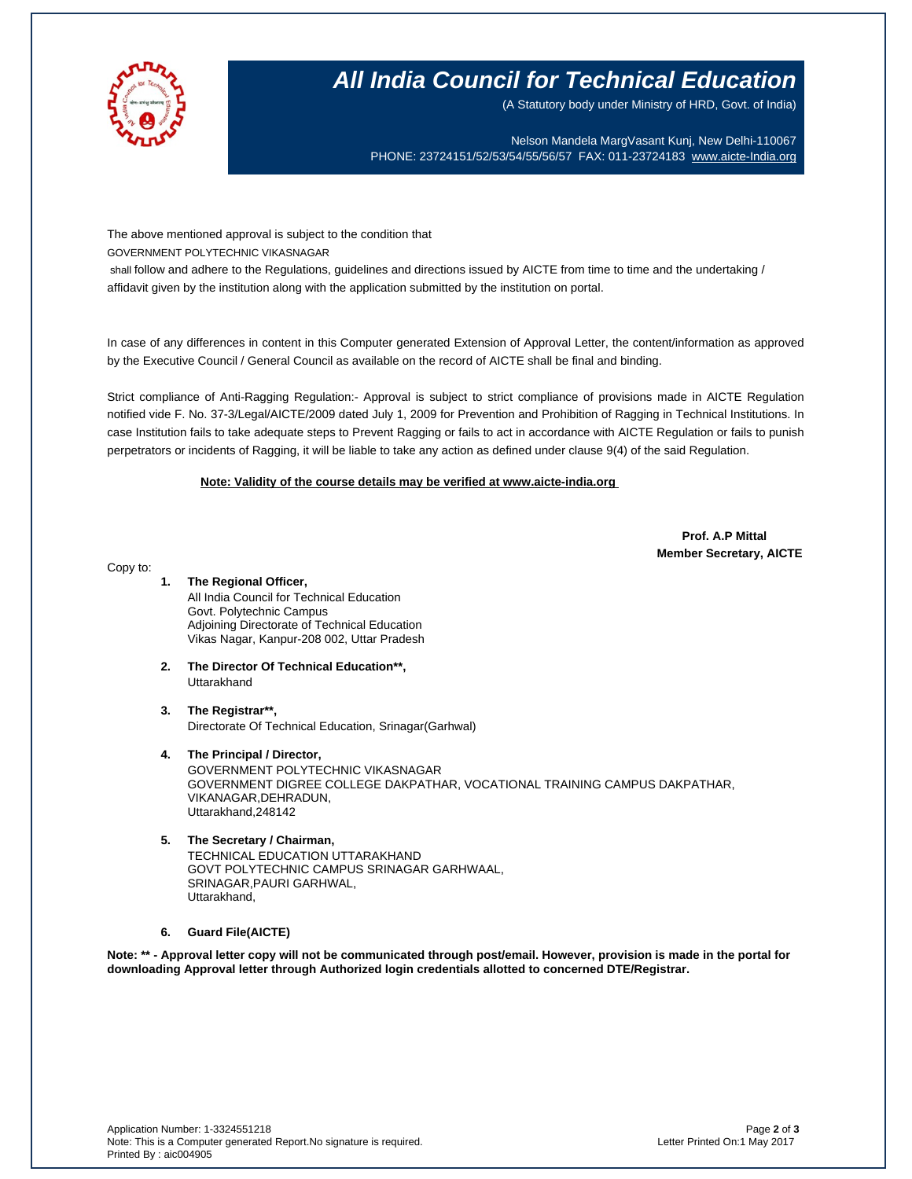# All India Council for Technical Education

(A Statutory body under Ministry of HRD, Govt. of India)

Nelson Mandela MargVasant Kunj, New Delhi-110067
PHONE: 23724151/52/53/54/55/56/57 FAX: 011-23724183 www.aicte-India.org

The above mentioned approval is subject to the condition that
GOVERNMENT POLYTECHNIC VIKASNAGAR
shall follow and adhere to the Regulations, guidelines and directions issued by AICTE from time to time and the undertaking / affidavit given by the institution along with the application submitted by the institution on portal.

In case of any differences in content in this Computer generated Extension of Approval Letter, the content/information as approved by the Executive Council / General Council as available on the record of AICTE shall be final and binding.

Strict compliance of Anti-Ragging Regulation:- Approval is subject to strict compliance of provisions made in AICTE Regulation notified vide F. No. 37-3/Legal/AICTE/2009 dated July 1, 2009 for Prevention and Prohibition of Ragging in Technical Institutions. In case Institution fails to take adequate steps to Prevent Ragging or fails to act in accordance with AICTE Regulation or fails to punish perpetrators or incidents of Ragging, it will be liable to take any action as defined under clause 9(4) of the said Regulation.

**Note: Validity of the course details may be verified at www.aicte-india.org**

**Prof. A.P Mittal**
**Member Secretary, AICTE**

Copy to:

1. **The Regional Officer,**
   All India Council for Technical Education
   Govt. Polytechnic Campus
   Adjoining Directorate of Technical Education
   Vikas Nagar, Kanpur-208 002, Uttar Pradesh

2. **The Director Of Technical Education\*\*,**
   Uttarakhand

3. **The Registrar\*\*,**
   Directorate Of Technical Education, Srinagar(Garhwal)

4. **The Principal / Director,**
   GOVERNMENT POLYTECHNIC VIKASNAGAR
   GOVERNMENT DIGREE COLLEGE DAKPATHAR, VOCATIONAL TRAINING CAMPUS DAKPATHAR, VIKANAGAR,DEHRADUN,
   Uttarakhand,248142

5. **The Secretary / Chairman,**
   TECHNICAL EDUCATION UTTARAKHAND
   GOVT POLYTECHNIC CAMPUS SRINAGAR GARHWAAL,
   SRINAGAR,PAURI GARHWAL,
   Uttarakhand,

6. **Guard File(AICTE)**

**Note: \*\* - Approval letter copy will not be communicated through post/email. However, provision is made in the portal for downloading Approval letter through Authorized login credentials allotted to concerned DTE/Registrar.**

Application Number: 1-3324551218
Note: This is a Computer generated Report.No signature is required.
Printed By : aic004905

Letter Printed On:1 May 2017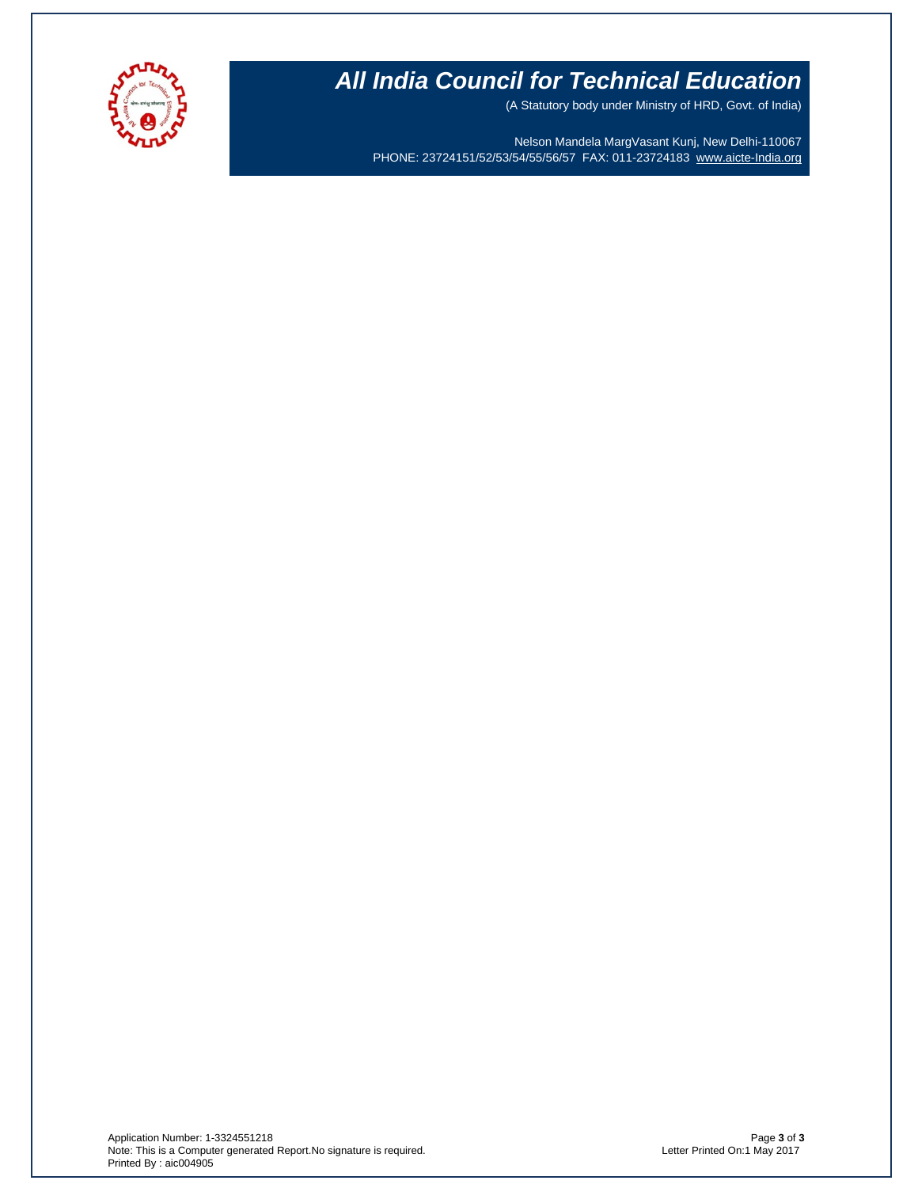# All India Council for Technical Education

(A Statutory body under Ministry of HRD, Govt. of India)

Nelson Mandela MargVasant Kunj, New Delhi-110067
PHONE: 23724151/52/53/54/55/56/57 FAX: 011-23724183 www.aicte-India.org

Application Number: 1-3324551218
Note: This is a Computer generated Report.No signature is required.
Printed By : aic004905

Letter Printed On:1 May 2017